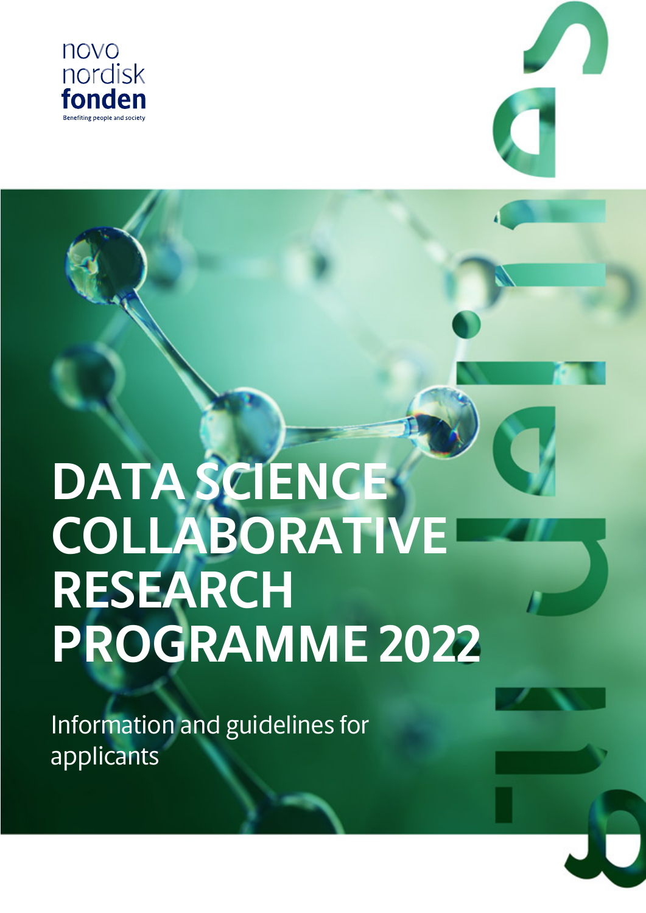novo nordisk fonden

Benefiting people and society

# DATA SCIENCE COLLABORATIVE RESEARCH PROGRAMME 2022

Information and guidelines for applicants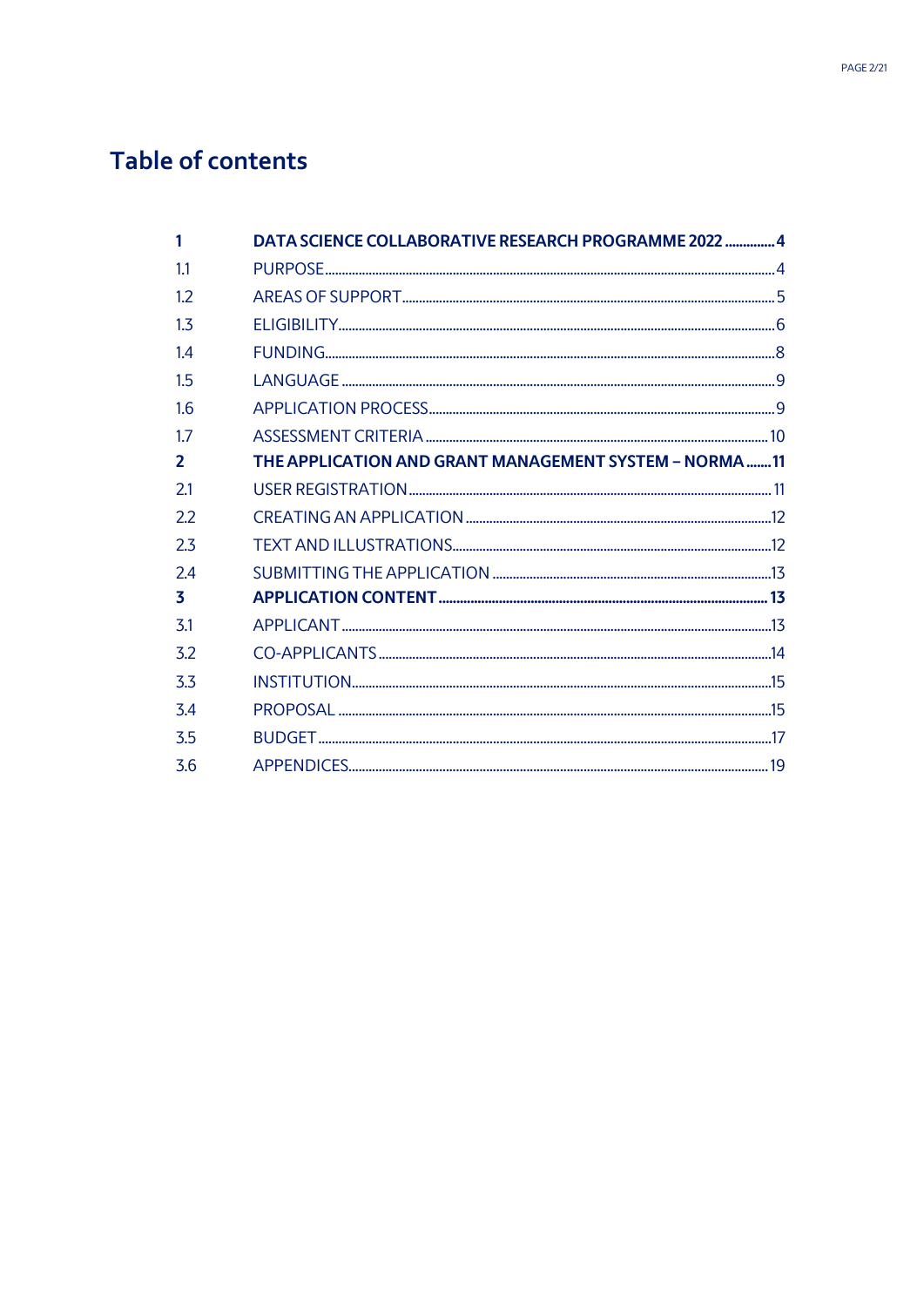# Table of contents

| | | |
|---|---|---|
| **1** | **DATA SCIENCE COLLABORATIVE RESEARCH PROGRAMME 2022** | **4** |
| 1.1 | PURPOSE | 4 |
| 1.2 | AREAS OF SUPPORT | 5 |
| 1.3 | ELIGIBILITY | 6 |
| 1.4 | FUNDING | 8 |
| 1.5 | LANGUAGE | 9 |
| 1.6 | APPLICATION PROCESS | 9 |
| 1.7 | ASSESSMENT CRITERIA | 10 |
| **2** | **THE APPLICATION AND GRANT MANAGEMENT SYSTEM – NORMA** | **11** |
| 2.1 | USER REGISTRATION | 11 |
| 2.2 | CREATING AN APPLICATION | 12 |
| 2.3 | TEXT AND ILLUSTRATIONS | 12 |
| 2.4 | SUBMITTING THE APPLICATION | 13 |
| **3** | **APPLICATION CONTENT** | **13** |
| 3.1 | APPLICANT | 13 |
| 3.2 | CO-APPLICANTS | 14 |
| 3.3 | INSTITUTION | 15 |
| 3.4 | PROPOSAL | 15 |
| 3.5 | BUDGET | 17 |
| 3.6 | APPENDICES | 19 |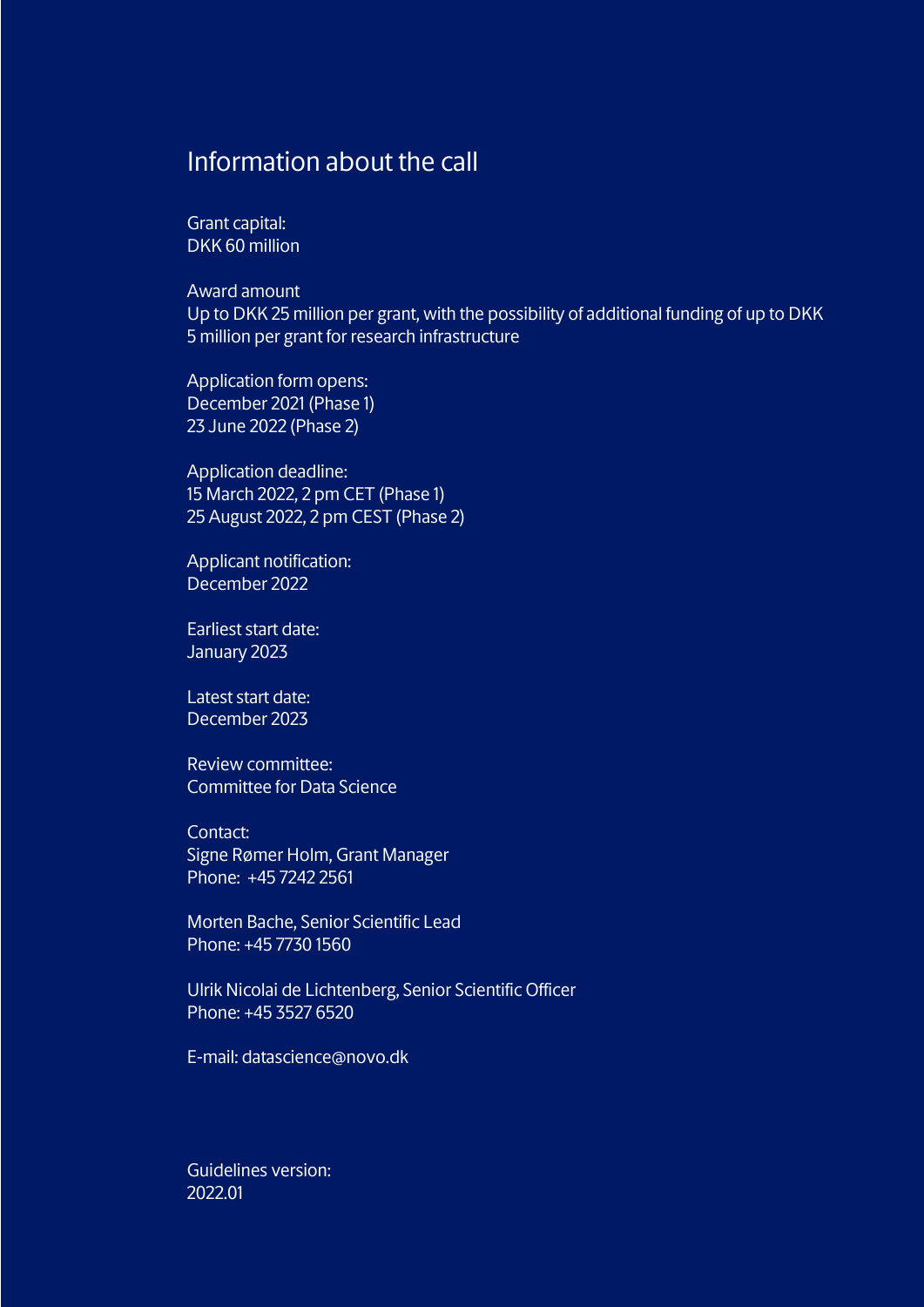# Information about the call

Grant capital:
DKK 60 million

Award amount
Up to DKK 25 million per grant, with the possibility of additional funding of up to DKK 5 million per grant for research infrastructure

Application form opens:
December 2021 (Phase 1)
23 June 2022 (Phase 2)

Application deadline:
15 March 2022, 2 pm CET (Phase 1)
25 August 2022, 2 pm CEST (Phase 2)

Applicant notification:
December 2022

Earliest start date:
January 2023

Latest start date:
December 2023

Review committee:
Committee for Data Science

Contact:
Signe Rømer Holm, Grant Manager
Phone: +45 7242 2561

Morten Bache, Senior Scientific Lead
Phone: +45 7730 1560

Ulrik Nicolai de Lichtenberg, Senior Scientific Officer
Phone: +45 3527 6520

E-mail: datascience@novo.dk

Guidelines version:
2022.01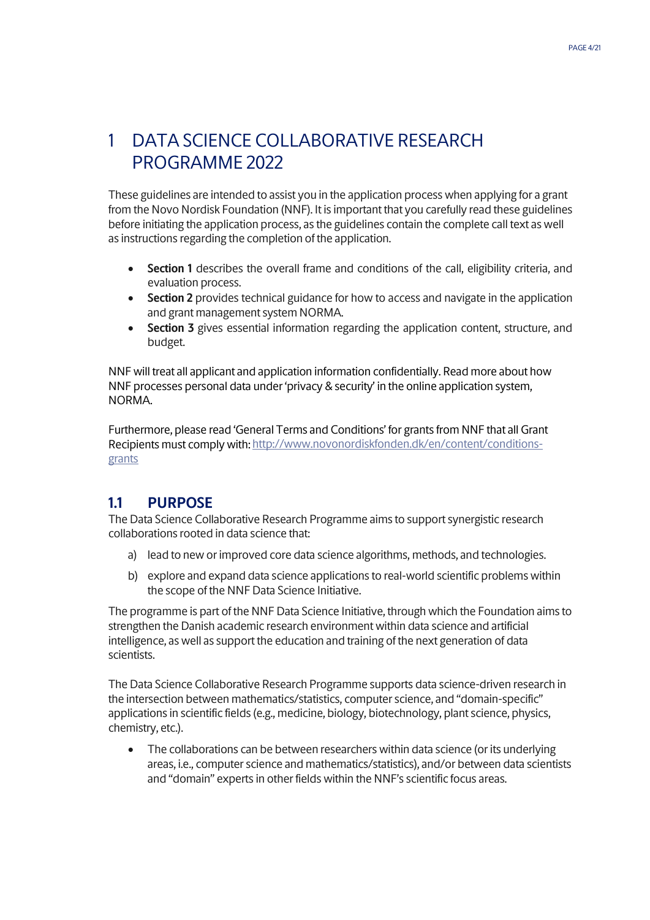# 1 DATA SCIENCE COLLABORATIVE RESEARCH PROGRAMME 2022

These guidelines are intended to assist you in the application process when applying for a grant from the Novo Nordisk Foundation (NNF). It is important that you carefully read these guidelines before initiating the application process, as the guidelines contain the complete call text as well as instructions regarding the completion of the application.

- **Section 1** describes the overall frame and conditions of the call, eligibility criteria, and evaluation process.
- **Section 2** provides technical guidance for how to access and navigate in the application and grant management system NORMA.
- **Section 3** gives essential information regarding the application content, structure, and budget.

NNF will treat all applicant and application information confidentially. Read more about how NNF processes personal data under 'privacy & security' in the online application system, NORMA.

Furthermore, please read 'General Terms and Conditions' for grants from NNF that all Grant Recipients must comply with: [http://www.novonordiskfonden.dk/en/content/conditions-grants](http://www.novonordiskfonden.dk/en/content/conditions-grants)

## 1.1 PURPOSE

The Data Science Collaborative Research Programme aims to support synergistic research collaborations rooted in data science that:

a) lead to new or improved core data science algorithms, methods, and technologies.

b) explore and expand data science applications to real-world scientific problems within the scope of the NNF Data Science Initiative.

The programme is part of the NNF Data Science Initiative, through which the Foundation aims to strengthen the Danish academic research environment within data science and artificial intelligence, as well as support the education and training of the next generation of data scientists.

The Data Science Collaborative Research Programme supports data science-driven research in the intersection between mathematics/statistics, computer science, and "domain-specific" applications in scientific fields (e.g., medicine, biology, biotechnology, plant science, physics, chemistry, etc.).

- The collaborations can be between researchers within data science (or its underlying areas, i.e., computer science and mathematics/statistics), and/or between data scientists and "domain" experts in other fields within the NNF's scientific focus areas.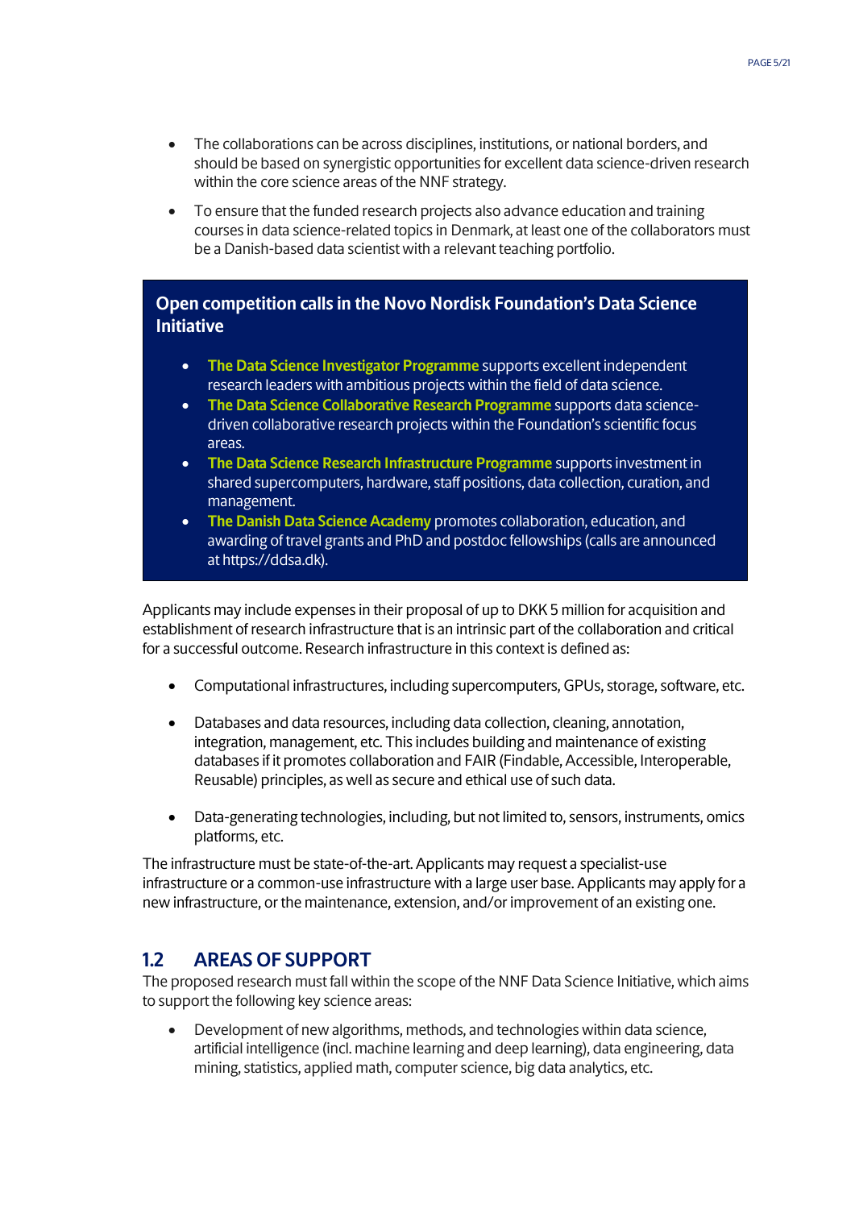- The collaborations can be across disciplines, institutions, or national borders, and should be based on synergistic opportunities for excellent data science-driven research within the core science areas of the NNF strategy.
- To ensure that the funded research projects also advance education and training courses in data science-related topics in Denmark, at least one of the collaborators must be a Danish-based data scientist with a relevant teaching portfolio.

> **Open competition calls in the Novo Nordisk Foundation's Data Science Initiative**
>
> - **The Data Science Investigator Programme** supports excellent independent research leaders with ambitious projects within the field of data science.
> - **The Data Science Collaborative Research Programme** supports data science-driven collaborative research projects within the Foundation's scientific focus areas.
> - **The Data Science Research Infrastructure Programme** supports investment in shared supercomputers, hardware, staff positions, data collection, curation, and management.
> - **The Danish Data Science Academy** promotes collaboration, education, and awarding of travel grants and PhD and postdoc fellowships (calls are announced at https://ddsa.dk).

Applicants may include expenses in their proposal of up to DKK 5 million for acquisition and establishment of research infrastructure that is an intrinsic part of the collaboration and critical for a successful outcome. Research infrastructure in this context is defined as:

- Computational infrastructures, including supercomputers, GPUs, storage, software, etc.
- Databases and data resources, including data collection, cleaning, annotation, integration, management, etc. This includes building and maintenance of existing databases if it promotes collaboration and FAIR (Findable, Accessible, Interoperable, Reusable) principles, as well as secure and ethical use of such data.
- Data-generating technologies, including, but not limited to, sensors, instruments, omics platforms, etc.

The infrastructure must be state-of-the-art. Applicants may request a specialist-use infrastructure or a common-use infrastructure with a large user base. Applicants may apply for a new infrastructure, or the maintenance, extension, and/or improvement of an existing one.

## 1.2 AREAS OF SUPPORT

The proposed research must fall within the scope of the NNF Data Science Initiative, which aims to support the following key science areas:

- Development of new algorithms, methods, and technologies within data science, artificial intelligence (incl. machine learning and deep learning), data engineering, data mining, statistics, applied math, computer science, big data analytics, etc.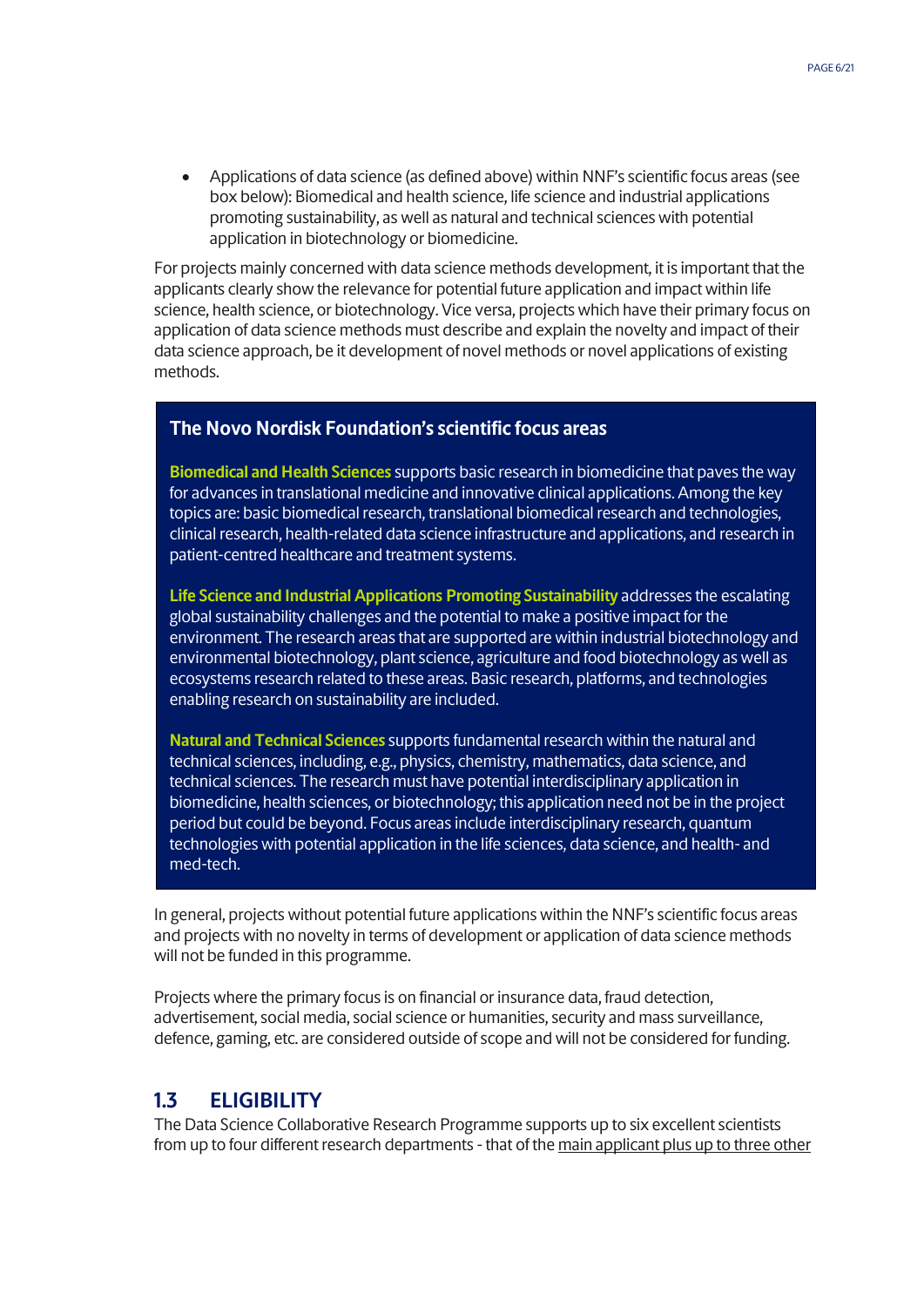- Applications of data science (as defined above) within NNF's scientific focus areas (see box below): Biomedical and health science, life science and industrial applications promoting sustainability, as well as natural and technical sciences with potential application in biotechnology or biomedicine.

For projects mainly concerned with data science methods development, it is important that the applicants clearly show the relevance for potential future application and impact within life science, health science, or biotechnology. Vice versa, projects which have their primary focus on application of data science methods must describe and explain the novelty and impact of their data science approach, be it development of novel methods or novel applications of existing methods.

> **The Novo Nordisk Foundation's scientific focus areas**
>
> **Biomedical and Health Sciences** supports basic research in biomedicine that paves the way for advances in translational medicine and innovative clinical applications. Among the key topics are: basic biomedical research, translational biomedical research and technologies, clinical research, health-related data science infrastructure and applications, and research in patient-centred healthcare and treatment systems.
>
> **Life Science and Industrial Applications Promoting Sustainability** addresses the escalating global sustainability challenges and the potential to make a positive impact for the environment. The research areas that are supported are within industrial biotechnology and environmental biotechnology, plant science, agriculture and food biotechnology as well as ecosystems research related to these areas. Basic research, platforms, and technologies enabling research on sustainability are included.
>
> **Natural and Technical Sciences** supports fundamental research within the natural and technical sciences, including, e.g., physics, chemistry, mathematics, data science, and technical sciences. The research must have potential interdisciplinary application in biomedicine, health sciences, or biotechnology; this application need not be in the project period but could be beyond. Focus areas include interdisciplinary research, quantum technologies with potential application in the life sciences, data science, and health- and med-tech.

In general, projects without potential future applications within the NNF's scientific focus areas and projects with no novelty in terms of development or application of data science methods will not be funded in this programme.

Projects where the primary focus is on financial or insurance data, fraud detection, advertisement, social media, social science or humanities, security and mass surveillance, defence, gaming, etc. are considered outside of scope and will not be considered for funding.

## 1.3 ELIGIBILITY

The Data Science Collaborative Research Programme supports up to six excellent scientists from up to four different research departments - that of the main applicant plus up to three other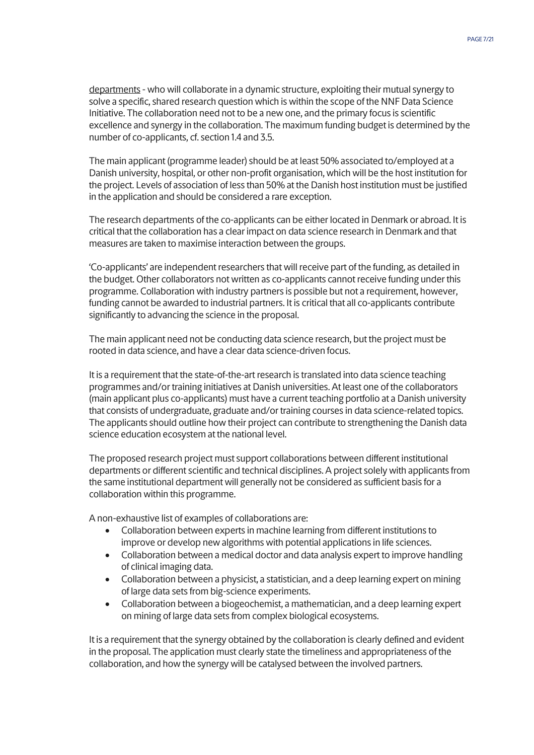departments - who will collaborate in a dynamic structure, exploiting their mutual synergy to solve a specific, shared research question which is within the scope of the NNF Data Science Initiative. The collaboration need not to be a new one, and the primary focus is scientific excellence and synergy in the collaboration. The maximum funding budget is determined by the number of co-applicants, cf. section 1.4 and 3.5.

The main applicant (programme leader) should be at least 50% associated to/employed at a Danish university, hospital, or other non-profit organisation, which will be the host institution for the project. Levels of association of less than 50% at the Danish host institution must be justified in the application and should be considered a rare exception.

The research departments of the co-applicants can be either located in Denmark or abroad. It is critical that the collaboration has a clear impact on data science research in Denmark and that measures are taken to maximise interaction between the groups.

'Co-applicants' are independent researchers that will receive part of the funding, as detailed in the budget. Other collaborators not written as co-applicants cannot receive funding under this programme. Collaboration with industry partners is possible but not a requirement, however, funding cannot be awarded to industrial partners. It is critical that all co-applicants contribute significantly to advancing the science in the proposal.

The main applicant need not be conducting data science research, but the project must be rooted in data science, and have a clear data science-driven focus.

It is a requirement that the state-of-the-art research is translated into data science teaching programmes and/or training initiatives at Danish universities. At least one of the collaborators (main applicant plus co-applicants) must have a current teaching portfolio at a Danish university that consists of undergraduate, graduate and/or training courses in data science-related topics. The applicants should outline how their project can contribute to strengthening the Danish data science education ecosystem at the national level.

The proposed research project must support collaborations between different institutional departments or different scientific and technical disciplines. A project solely with applicants from the same institutional department will generally not be considered as sufficient basis for a collaboration within this programme.

A non-exhaustive list of examples of collaborations are:

- Collaboration between experts in machine learning from different institutions to improve or develop new algorithms with potential applications in life sciences.
- Collaboration between a medical doctor and data analysis expert to improve handling of clinical imaging data.
- Collaboration between a physicist, a statistician, and a deep learning expert on mining of large data sets from big-science experiments.
- Collaboration between a biogeochemist, a mathematician, and a deep learning expert on mining of large data sets from complex biological ecosystems.

It is a requirement that the synergy obtained by the collaboration is clearly defined and evident in the proposal. The application must clearly state the timeliness and appropriateness of the collaboration, and how the synergy will be catalysed between the involved partners.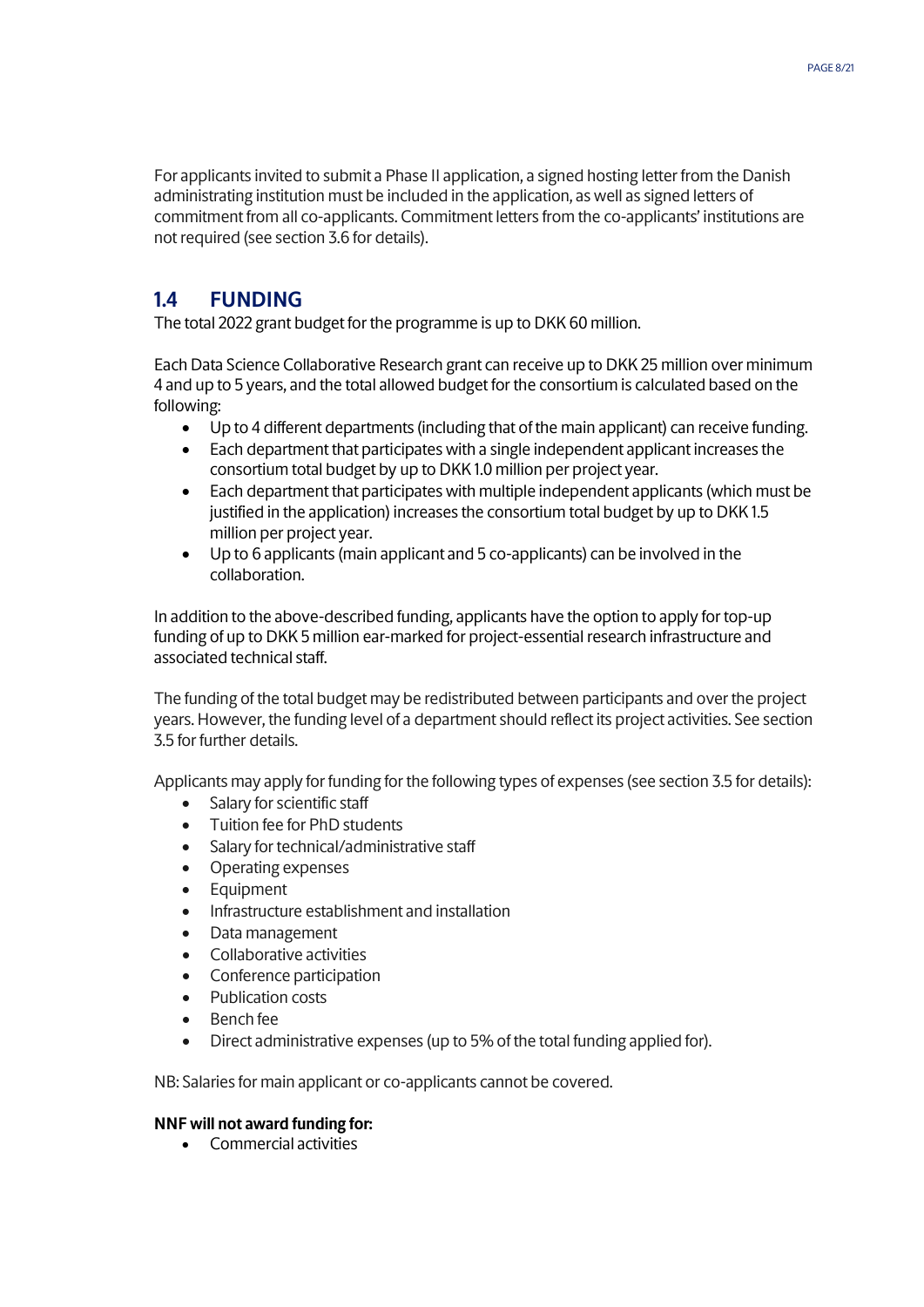For applicants invited to submit a Phase II application, a signed hosting letter from the Danish administrating institution must be included in the application, as well as signed letters of commitment from all co-applicants. Commitment letters from the co-applicants' institutions are not required (see section 3.6 for details).

## 1.4 FUNDING

The total 2022 grant budget for the programme is up to DKK 60 million.

Each Data Science Collaborative Research grant can receive up to DKK 25 million over minimum 4 and up to 5 years, and the total allowed budget for the consortium is calculated based on the following:

- Up to 4 different departments (including that of the main applicant) can receive funding.
- Each department that participates with a single independent applicant increases the consortium total budget by up to DKK 1.0 million per project year.
- Each department that participates with multiple independent applicants (which must be justified in the application) increases the consortium total budget by up to DKK 1.5 million per project year.
- Up to 6 applicants (main applicant and 5 co-applicants) can be involved in the collaboration.

In addition to the above-described funding, applicants have the option to apply for top-up funding of up to DKK 5 million ear-marked for project-essential research infrastructure and associated technical staff.

The funding of the total budget may be redistributed between participants and over the project years. However, the funding level of a department should reflect its project activities. See section 3.5 for further details.

Applicants may apply for funding for the following types of expenses (see section 3.5 for details):

- Salary for scientific staff
- Tuition fee for PhD students
- Salary for technical/administrative staff
- Operating expenses
- Equipment
- Infrastructure establishment and installation
- Data management
- Collaborative activities
- Conference participation
- Publication costs
- Bench fee
- Direct administrative expenses (up to 5% of the total funding applied for).

NB: Salaries for main applicant or co-applicants cannot be covered.

**NNF will not award funding for:**

- Commercial activities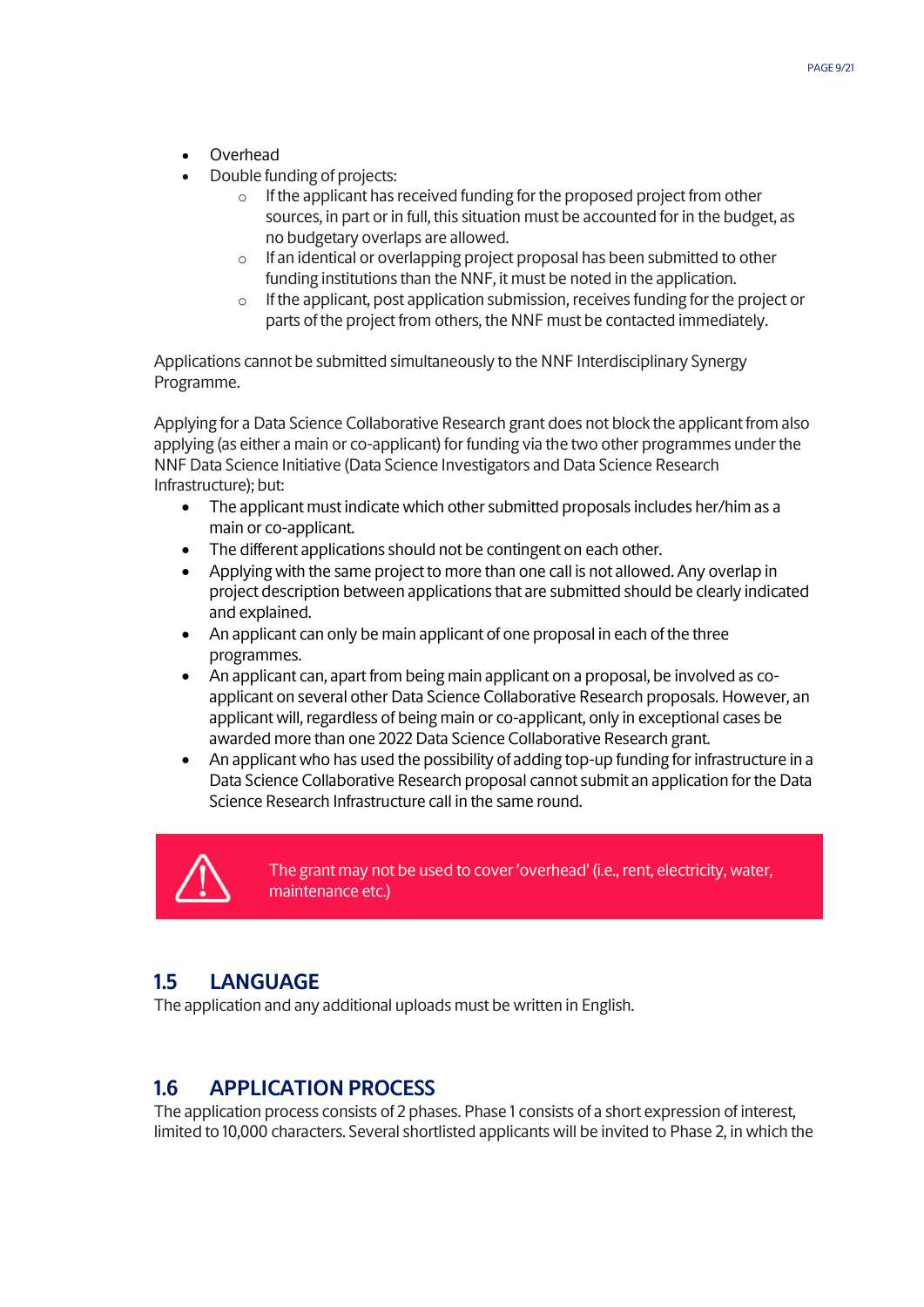- Overhead
- Double funding of projects:
    - If the applicant has received funding for the proposed project from other sources, in part or in full, this situation must be accounted for in the budget, as no budgetary overlaps are allowed.
    - If an identical or overlapping project proposal has been submitted to other funding institutions than the NNF, it must be noted in the application.
    - If the applicant, post application submission, receives funding for the project or parts of the project from others, the NNF must be contacted immediately.

Applications cannot be submitted simultaneously to the NNF Interdisciplinary Synergy Programme.

Applying for a Data Science Collaborative Research grant does not block the applicant from also applying (as either a main or co-applicant) for funding via the two other programmes under the NNF Data Science Initiative (Data Science Investigators and Data Science Research Infrastructure); but:

- The applicant must indicate which other submitted proposals includes her/him as a main or co-applicant.
- The different applications should not be contingent on each other.
- Applying with the same project to more than one call is not allowed. Any overlap in project description between applications that are submitted should be clearly indicated and explained.
- An applicant can only be main applicant of one proposal in each of the three programmes.
- An applicant can, apart from being main applicant on a proposal, be involved as co-applicant on several other Data Science Collaborative Research proposals. However, an applicant will, regardless of being main or co-applicant, only in exceptional cases be awarded more than one 2022 Data Science Collaborative Research grant.
- An applicant who has used the possibility of adding top-up funding for infrastructure in a Data Science Collaborative Research proposal cannot submit an application for the Data Science Research Infrastructure call in the same round.

> The grant may not be used to cover 'overhead' (i.e., rent, electricity, water, maintenance etc.)

## 1.5 LANGUAGE

The application and any additional uploads must be written in English.

## 1.6 APPLICATION PROCESS

The application process consists of 2 phases. Phase 1 consists of a short expression of interest, limited to 10,000 characters. Several shortlisted applicants will be invited to Phase 2, in which the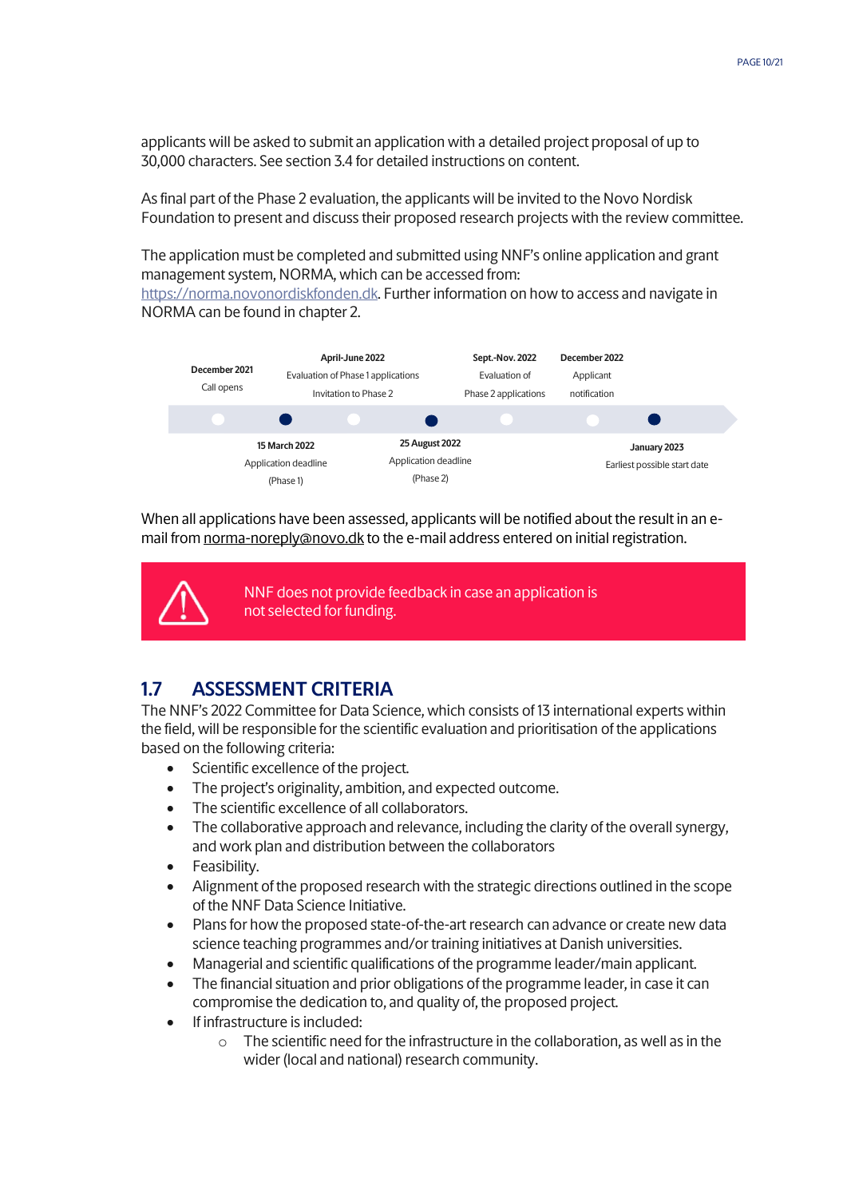applicants will be asked to submit an application with a detailed project proposal of up to 30,000 characters. See section 3.4 for detailed instructions on content.

As final part of the Phase 2 evaluation, the applicants will be invited to the Novo Nordisk Foundation to present and discuss their proposed research projects with the review committee.

The application must be completed and submitted using NNF's online application and grant management system, NORMA, which can be accessed from: https://norma.novonordiskfonden.dk. Further information on how to access and navigate in NORMA can be found in chapter 2.

- **December 2021** – Call opens
- **15 March 2022** – Application deadline (Phase 1)
- **April-June 2022** – Evaluation of Phase 1 applications, Invitation to Phase 2
- **25 August 2022** – Application deadline (Phase 2)
- **Sept.-Nov. 2022** – Evaluation of Phase 2 applications
- **December 2022** – Applicant notification
- **January 2023** – Earliest possible start date

When all applications have been assessed, applicants will be notified about the result in an e-mail from norma-noreply@novo.dk to the e-mail address entered on initial registration.

> NNF does not provide feedback in case an application is not selected for funding.

## 1.7 ASSESSMENT CRITERIA

The NNF's 2022 Committee for Data Science, which consists of 13 international experts within the field, will be responsible for the scientific evaluation and prioritisation of the applications based on the following criteria:

- Scientific excellence of the project.
- The project's originality, ambition, and expected outcome.
- The scientific excellence of all collaborators.
- The collaborative approach and relevance, including the clarity of the overall synergy, and work plan and distribution between the collaborators
- Feasibility.
- Alignment of the proposed research with the strategic directions outlined in the scope of the NNF Data Science Initiative.
- Plans for how the proposed state-of-the-art research can advance or create new data science teaching programmes and/or training initiatives at Danish universities.
- Managerial and scientific qualifications of the programme leader/main applicant.
- The financial situation and prior obligations of the programme leader, in case it can compromise the dedication to, and quality of, the proposed project.
- If infrastructure is included:
    - The scientific need for the infrastructure in the collaboration, as well as in the wider (local and national) research community.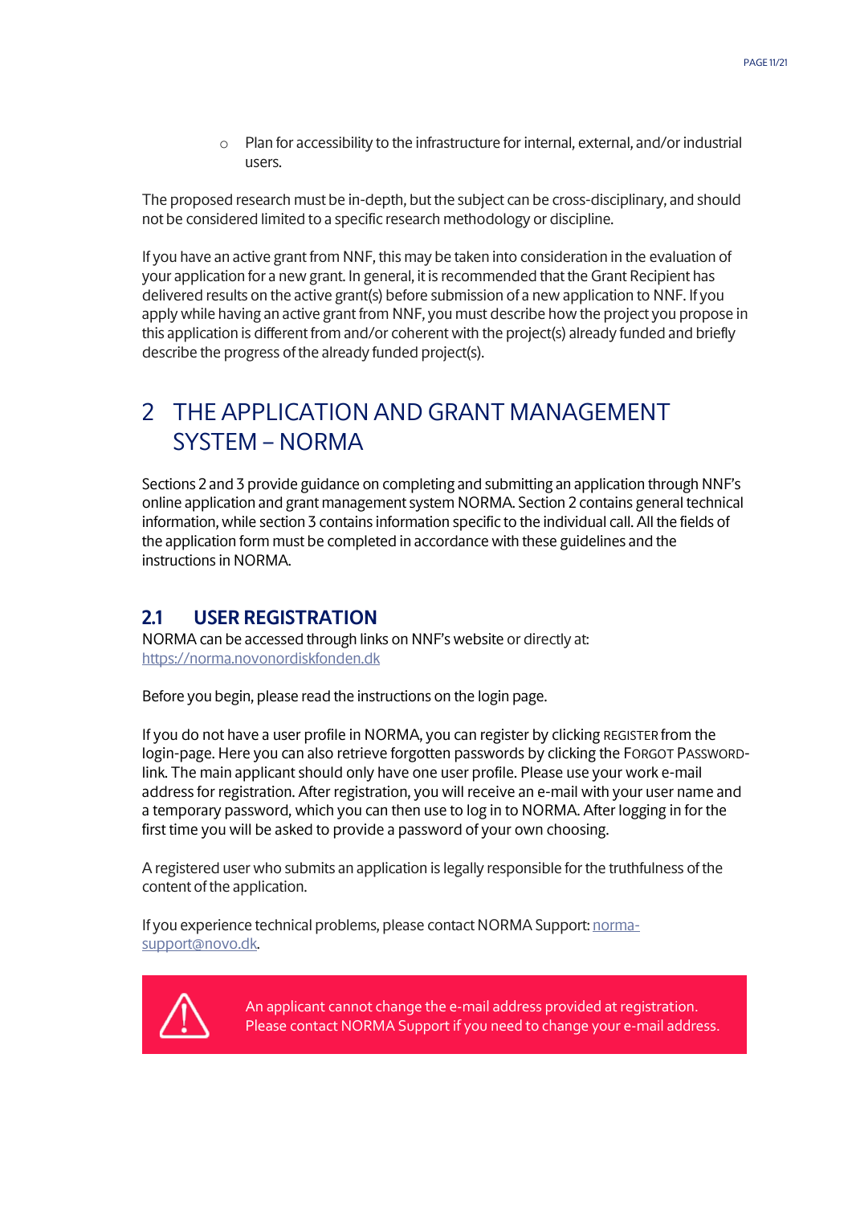- Plan for accessibility to the infrastructure for internal, external, and/or industrial users.

The proposed research must be in-depth, but the subject can be cross-disciplinary, and should not be considered limited to a specific research methodology or discipline.

If you have an active grant from NNF, this may be taken into consideration in the evaluation of your application for a new grant. In general, it is recommended that the Grant Recipient has delivered results on the active grant(s) before submission of a new application to NNF. If you apply while having an active grant from NNF, you must describe how the project you propose in this application is different from and/or coherent with the project(s) already funded and briefly describe the progress of the already funded project(s).

# 2 THE APPLICATION AND GRANT MANAGEMENT SYSTEM – NORMA

Sections 2 and 3 provide guidance on completing and submitting an application through NNF's online application and grant management system NORMA. Section 2 contains general technical information, while section 3 contains information specific to the individual call. All the fields of the application form must be completed in accordance with these guidelines and the instructions in NORMA.

## 2.1 USER REGISTRATION

NORMA can be accessed through links on NNF's website or directly at: https://norma.novonordiskfonden.dk

Before you begin, please read the instructions on the login page.

If you do not have a user profile in NORMA, you can register by clicking REGISTER from the login-page. Here you can also retrieve forgotten passwords by clicking the FORGOT PASSWORD-link. The main applicant should only have one user profile. Please use your work e-mail address for registration. After registration, you will receive an e-mail with your user name and a temporary password, which you can then use to log in to NORMA. After logging in for the first time you will be asked to provide a password of your own choosing.

A registered user who submits an application is legally responsible for the truthfulness of the content of the application.

If you experience technical problems, please contact NORMA Support: norma-support@novo.dk.

An applicant cannot change the e-mail address provided at registration. Please contact NORMA Support if you need to change your e-mail address.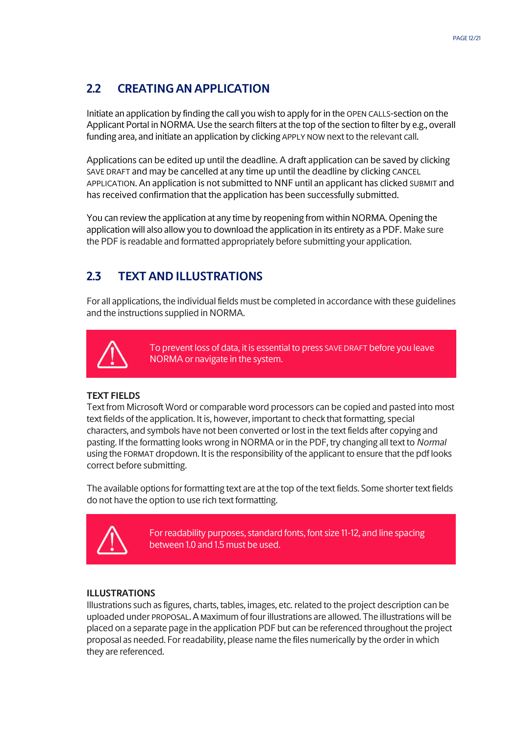## 2.2 CREATING AN APPLICATION

Initiate an application by finding the call you wish to apply for in the OPEN CALLS-section on the Applicant Portal in NORMA. Use the search filters at the top of the section to filter by e.g., overall funding area, and initiate an application by clicking APPLY NOW next to the relevant call.

Applications can be edited up until the deadline. A draft application can be saved by clicking SAVE DRAFT and may be cancelled at any time up until the deadline by clicking CANCEL APPLICATION. An application is not submitted to NNF until an applicant has clicked SUBMIT and has received confirmation that the application has been successfully submitted.

You can review the application at any time by reopening from within NORMA. Opening the application will also allow you to download the application in its entirety as a PDF. Make sure the PDF is readable and formatted appropriately before submitting your application.

## 2.3 TEXT AND ILLUSTRATIONS

For all applications, the individual fields must be completed in accordance with these guidelines and the instructions supplied in NORMA.

> ⚠ To prevent loss of data, it is essential to press SAVE DRAFT before you leave NORMA or navigate in the system.

**TEXT FIELDS**

Text from Microsoft Word or comparable word processors can be copied and pasted into most text fields of the application. It is, however, important to check that formatting, special characters, and symbols have not been converted or lost in the text fields after copying and pasting. If the formatting looks wrong in NORMA or in the PDF, try changing all text to *Normal* using the FORMAT dropdown. It is the responsibility of the applicant to ensure that the pdf looks correct before submitting.

The available options for formatting text are at the top of the text fields. Some shorter text fields do not have the option to use rich text formatting.

> ⚠ For readability purposes, standard fonts, font size 11-12, and line spacing between 1.0 and 1.5 must be used.

**ILLUSTRATIONS**

Illustrations such as figures, charts, tables, images, etc. related to the project description can be uploaded under PROPOSAL. A maximum of four illustrations are allowed. The illustrations will be placed on a separate page in the application PDF but can be referenced throughout the project proposal as needed. For readability, please name the files numerically by the order in which they are referenced.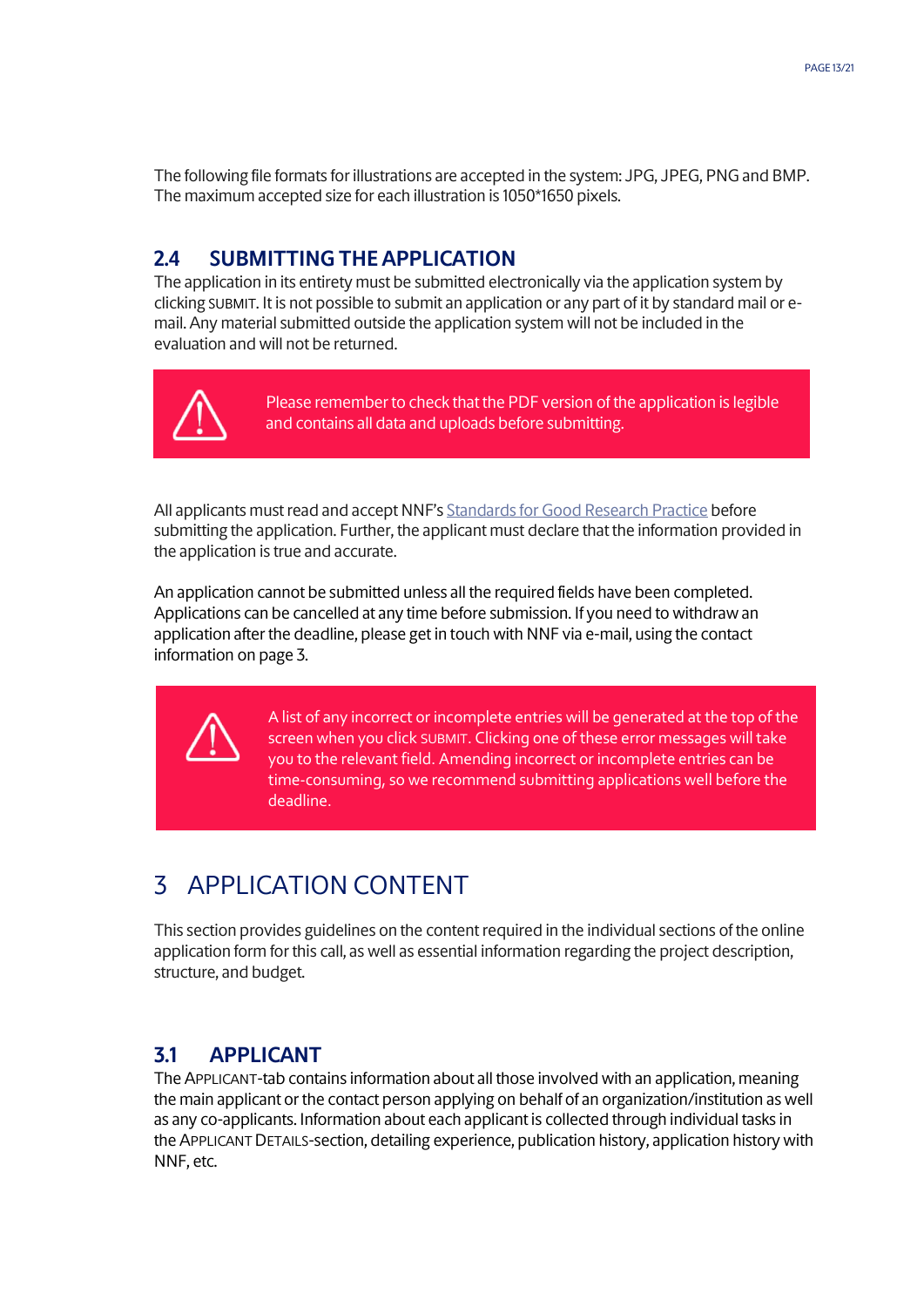The following file formats for illustrations are accepted in the system: JPG, JPEG, PNG and BMP. The maximum accepted size for each illustration is 1050*1650 pixels.

### 2.4 SUBMITTING THE APPLICATION

The application in its entirety must be submitted electronically via the application system by clicking SUBMIT. It is not possible to submit an application or any part of it by standard mail or e-mail. Any material submitted outside the application system will not be included in the evaluation and will not be returned.

> Please remember to check that the PDF version of the application is legible and contains all data and uploads before submitting.

All applicants must read and accept NNF's Standards for Good Research Practice before submitting the application. Further, the applicant must declare that the information provided in the application is true and accurate.

An application cannot be submitted unless all the required fields have been completed. Applications can be cancelled at any time before submission. If you need to withdraw an application after the deadline, please get in touch with NNF via e-mail, using the contact information on page 3.

> A list of any incorrect or incomplete entries will be generated at the top of the screen when you click SUBMIT. Clicking one of these error messages will take you to the relevant field. Amending incorrect or incomplete entries can be time-consuming, so we recommend submitting applications well before the deadline.

## 3 APPLICATION CONTENT

This section provides guidelines on the content required in the individual sections of the online application form for this call, as well as essential information regarding the project description, structure, and budget.

### 3.1 APPLICANT

The APPLICANT-tab contains information about all those involved with an application, meaning the main applicant or the contact person applying on behalf of an organization/institution as well as any co-applicants. Information about each applicant is collected through individual tasks in the APPLICANT DETAILS-section, detailing experience, publication history, application history with NNF, etc.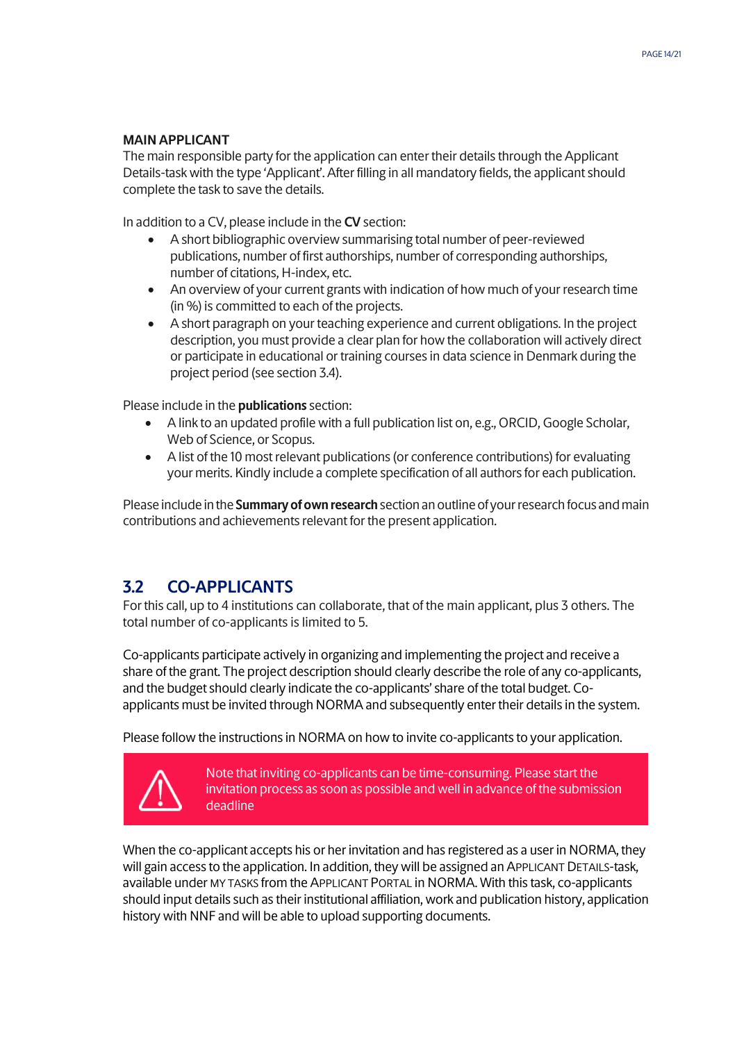**MAIN APPLICANT**

The main responsible party for the application can enter their details through the Applicant Details-task with the type 'Applicant'. After filling in all mandatory fields, the applicant should complete the task to save the details.

In addition to a CV, please include in the **CV** section:

- A short bibliographic overview summarising total number of peer-reviewed publications, number of first authorships, number of corresponding authorships, number of citations, H-index, etc.
- An overview of your current grants with indication of how much of your research time (in %) is committed to each of the projects.
- A short paragraph on your teaching experience and current obligations. In the project description, you must provide a clear plan for how the collaboration will actively direct or participate in educational or training courses in data science in Denmark during the project period (see section 3.4).

Please include in the **publications** section:

- A link to an updated profile with a full publication list on, e.g., ORCID, Google Scholar, Web of Science, or Scopus.
- A list of the 10 most relevant publications (or conference contributions) for evaluating your merits. Kindly include a complete specification of all authors for each publication.

Please include in the **Summary of own research** section an outline of your research focus and main contributions and achievements relevant for the present application.

## 3.2 CO-APPLICANTS

For this call, up to 4 institutions can collaborate, that of the main applicant, plus 3 others. The total number of co-applicants is limited to 5.

Co-applicants participate actively in organizing and implementing the project and receive a share of the grant. The project description should clearly describe the role of any co-applicants, and the budget should clearly indicate the co-applicants' share of the total budget. Co-applicants must be invited through NORMA and subsequently enter their details in the system.

Please follow the instructions in NORMA on how to invite co-applicants to your application.

> Note that inviting co-applicants can be time-consuming. Please start the invitation process as soon as possible and well in advance of the submission deadline

When the co-applicant accepts his or her invitation and has registered as a user in NORMA, they will gain access to the application. In addition, they will be assigned an APPLICANT DETAILS-task, available under MY TASKS from the APPLICANT PORTAL in NORMA. With this task, co-applicants should input details such as their institutional affiliation, work and publication history, application history with NNF and will be able to upload supporting documents.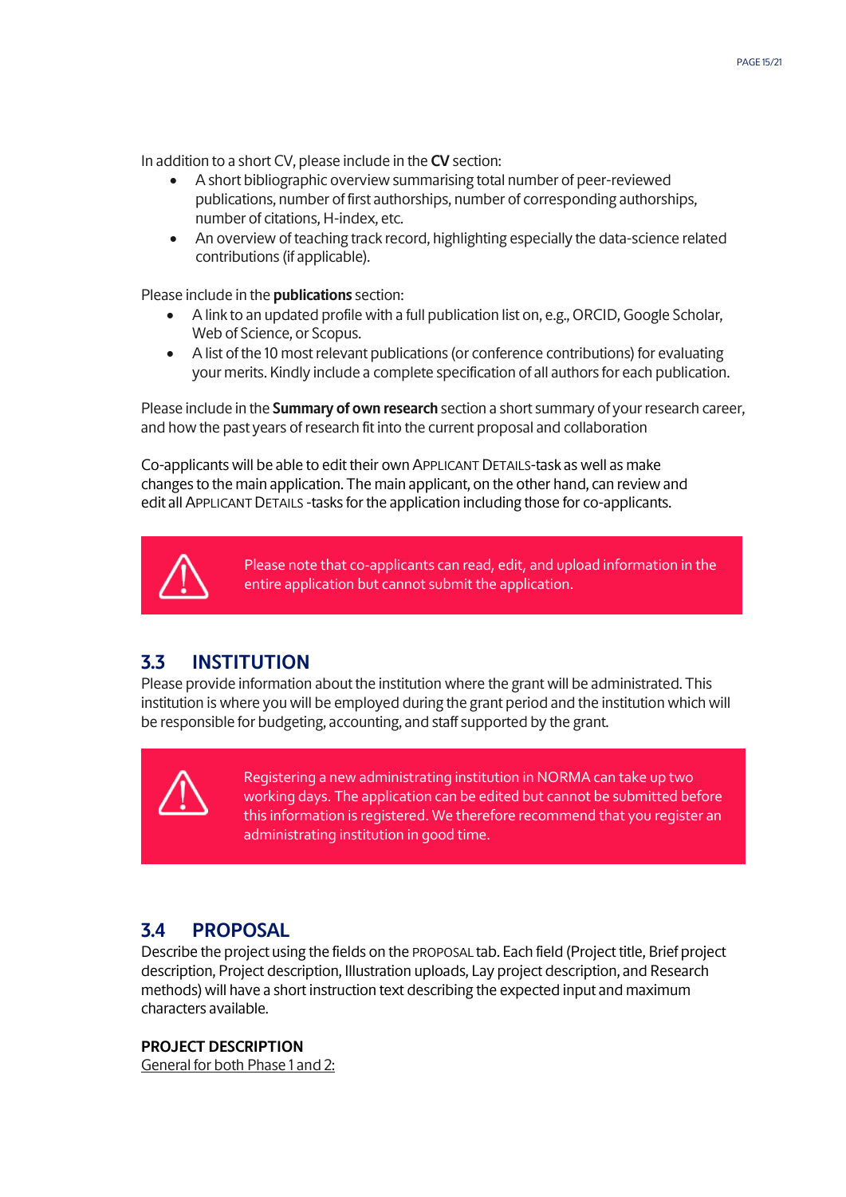In addition to a short CV, please include in the **CV** section:

- A short bibliographic overview summarising total number of peer-reviewed publications, number of first authorships, number of corresponding authorships, number of citations, H-index, etc.
- An overview of teaching track record, highlighting especially the data-science related contributions (if applicable).

Please include in the **publications** section:

- A link to an updated profile with a full publication list on, e.g., ORCID, Google Scholar, Web of Science, or Scopus.
- A list of the 10 most relevant publications (or conference contributions) for evaluating your merits. Kindly include a complete specification of all authors for each publication.

Please include in the **Summary of own research** section a short summary of your research career, and how the past years of research fit into the current proposal and collaboration

Co-applicants will be able to edit their own APPLICANT DETAILS-task as well as make changes to the main application. The main applicant, on the other hand, can review and edit all APPLICANT DETAILS -tasks for the application including those for co-applicants.

> ⚠ Please note that co-applicants can read, edit, and upload information in the entire application but cannot submit the application.

## 3.3 INSTITUTION

Please provide information about the institution where the grant will be administrated. This institution is where you will be employed during the grant period and the institution which will be responsible for budgeting, accounting, and staff supported by the grant.

> ⚠ Registering a new administrating institution in NORMA can take up two working days. The application can be edited but cannot be submitted before this information is registered. We therefore recommend that you register an administrating institution in good time.

## 3.4 PROPOSAL

Describe the project using the fields on the PROPOSAL tab. Each field (Project title, Brief project description, Project description, Illustration uploads, Lay project description, and Research methods) will have a short instruction text describing the expected input and maximum characters available.

**PROJECT DESCRIPTION**

General for both Phase 1 and 2: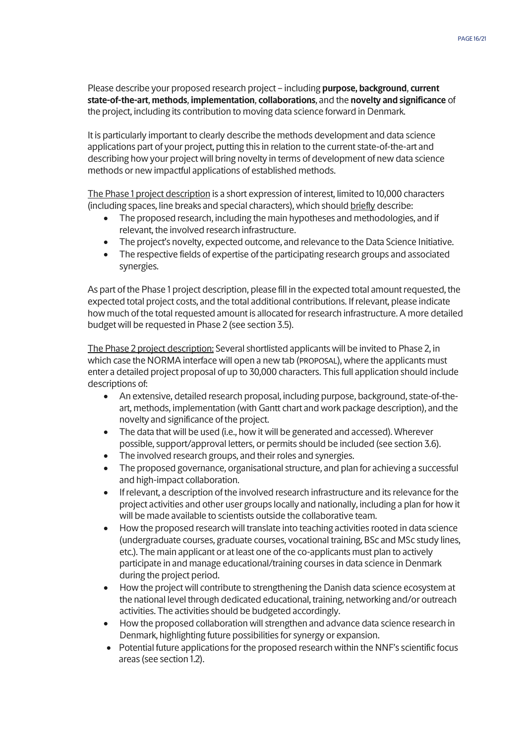Please describe your proposed research project – including **purpose, background**, **current state-of-the-art**, **methods**, **implementation**, **collaborations**, and the **novelty and significance** of the project, including its contribution to moving data science forward in Denmark.

It is particularly important to clearly describe the methods development and data science applications part of your project, putting this in relation to the current state-of-the-art and describing how your project will bring novelty in terms of development of new data science methods or new impactful applications of established methods.

<u>The Phase 1 project description</u> is a short expression of interest, limited to 10,000 characters (including spaces, line breaks and special characters), which should <u>briefly</u> describe:

- The proposed research, including the main hypotheses and methodologies, and if relevant, the involved research infrastructure.
- The project's novelty, expected outcome, and relevance to the Data Science Initiative.
- The respective fields of expertise of the participating research groups and associated synergies.

As part of the Phase 1 project description, please fill in the expected total amount requested, the expected total project costs, and the total additional contributions. If relevant, please indicate how much of the total requested amount is allocated for research infrastructure. A more detailed budget will be requested in Phase 2 (see section 3.5).

<u>The Phase 2 project description:</u> Several shortlisted applicants will be invited to Phase 2, in which case the NORMA interface will open a new tab (PROPOSAL), where the applicants must enter a detailed project proposal of up to 30,000 characters. This full application should include descriptions of:

- An extensive, detailed research proposal, including purpose, background, state-of-the-art, methods, implementation (with Gantt chart and work package description), and the novelty and significance of the project.
- The data that will be used (i.e., how it will be generated and accessed). Wherever possible, support/approval letters, or permits should be included (see section 3.6).
- The involved research groups, and their roles and synergies.
- The proposed governance, organisational structure, and plan for achieving a successful and high-impact collaboration.
- If relevant, a description of the involved research infrastructure and its relevance for the project activities and other user groups locally and nationally, including a plan for how it will be made available to scientists outside the collaborative team.
- How the proposed research will translate into teaching activities rooted in data science (undergraduate courses, graduate courses, vocational training, BSc and MSc study lines, etc.). The main applicant or at least one of the co-applicants must plan to actively participate in and manage educational/training courses in data science in Denmark during the project period.
- How the project will contribute to strengthening the Danish data science ecosystem at the national level through dedicated educational, training, networking and/or outreach activities. The activities should be budgeted accordingly.
- How the proposed collaboration will strengthen and advance data science research in Denmark, highlighting future possibilities for synergy or expansion.
- Potential future applications for the proposed research within the NNF's scientific focus areas (see section 1.2).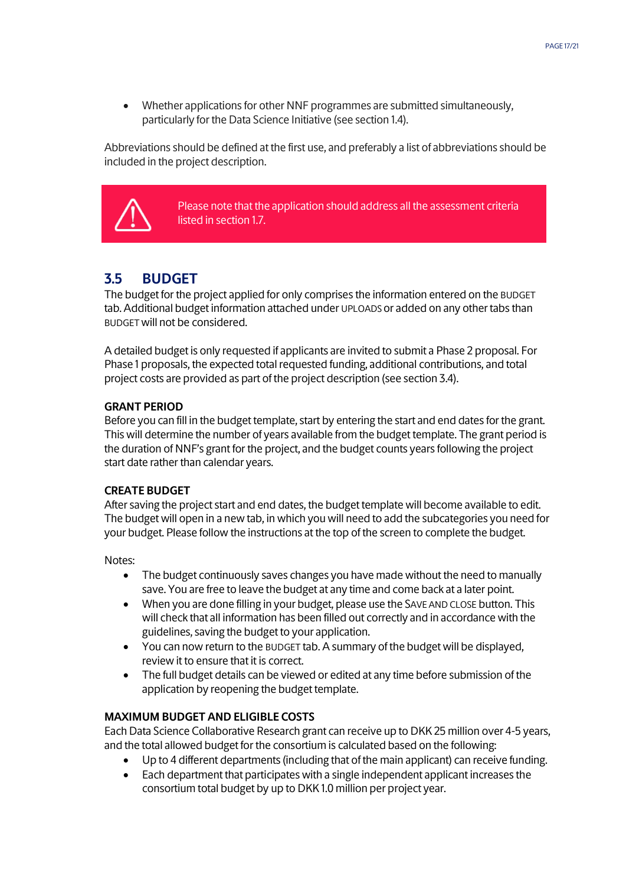- Whether applications for other NNF programmes are submitted simultaneously, particularly for the Data Science Initiative (see section 1.4).

Abbreviations should be defined at the first use, and preferably a list of abbreviations should be included in the project description.

> Please note that the application should address all the assessment criteria listed in section 1.7.

## 3.5 BUDGET

The budget for the project applied for only comprises the information entered on the BUDGET tab. Additional budget information attached under UPLOADS or added on any other tabs than BUDGET will not be considered.

A detailed budget is only requested if applicants are invited to submit a Phase 2 proposal. For Phase 1 proposals, the expected total requested funding, additional contributions, and total project costs are provided as part of the project description (see section 3.4).

**GRANT PERIOD**

Before you can fill in the budget template, start by entering the start and end dates for the grant. This will determine the number of years available from the budget template. The grant period is the duration of NNF's grant for the project, and the budget counts years following the project start date rather than calendar years.

**CREATE BUDGET**

After saving the project start and end dates, the budget template will become available to edit. The budget will open in a new tab, in which you will need to add the subcategories you need for your budget. Please follow the instructions at the top of the screen to complete the budget.

Notes:

- The budget continuously saves changes you have made without the need to manually save. You are free to leave the budget at any time and come back at a later point.
- When you are done filling in your budget, please use the SAVE AND CLOSE button. This will check that all information has been filled out correctly and in accordance with the guidelines, saving the budget to your application.
- You can now return to the BUDGET tab. A summary of the budget will be displayed, review it to ensure that it is correct.
- The full budget details can be viewed or edited at any time before submission of the application by reopening the budget template.

**MAXIMUM BUDGET AND ELIGIBLE COSTS**

Each Data Science Collaborative Research grant can receive up to DKK 25 million over 4-5 years, and the total allowed budget for the consortium is calculated based on the following:

- Up to 4 different departments (including that of the main applicant) can receive funding.
- Each department that participates with a single independent applicant increases the consortium total budget by up to DKK 1.0 million per project year.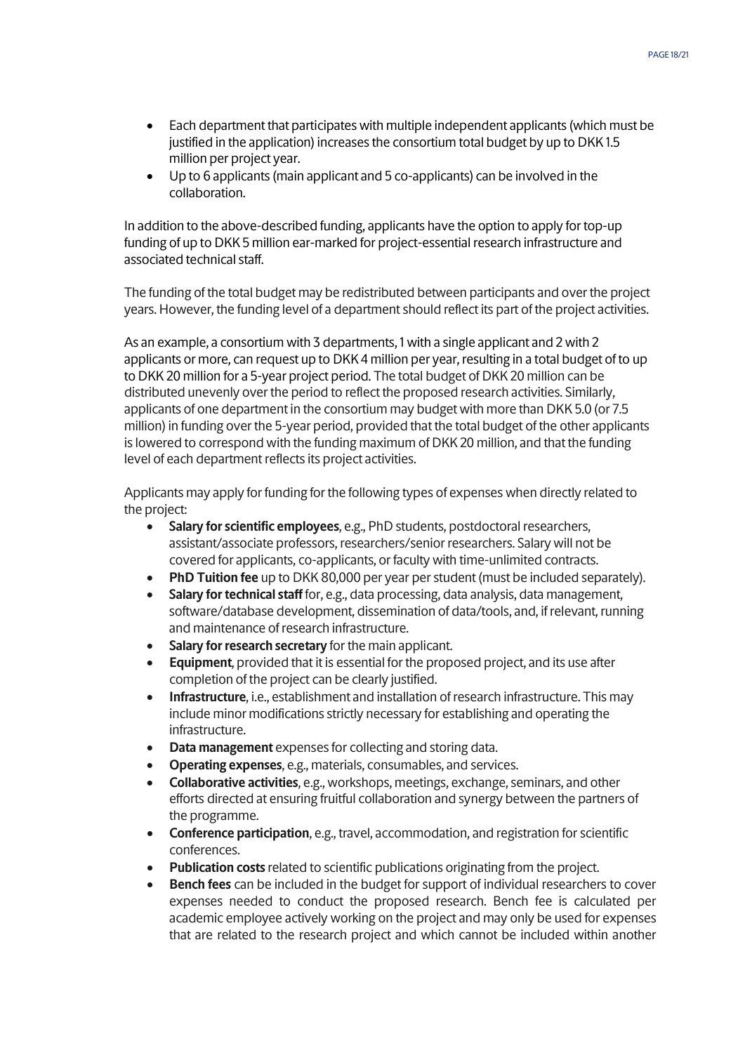- Each department that participates with multiple independent applicants (which must be justified in the application) increases the consortium total budget by up to DKK 1.5 million per project year.
- Up to 6 applicants (main applicant and 5 co-applicants) can be involved in the collaboration.

In addition to the above-described funding, applicants have the option to apply for top-up funding of up to DKK 5 million ear-marked for project-essential research infrastructure and associated technical staff.

The funding of the total budget may be redistributed between participants and over the project years. However, the funding level of a department should reflect its part of the project activities.

As an example, a consortium with 3 departments, 1 with a single applicant and 2 with 2 applicants or more, can request up to DKK 4 million per year, resulting in a total budget of to up to DKK 20 million for a 5-year project period. The total budget of DKK 20 million can be distributed unevenly over the period to reflect the proposed research activities. Similarly, applicants of one department in the consortium may budget with more than DKK 5.0 (or 7.5 million) in funding over the 5-year period, provided that the total budget of the other applicants is lowered to correspond with the funding maximum of DKK 20 million, and that the funding level of each department reflects its project activities.

Applicants may apply for funding for the following types of expenses when directly related to the project:

- **Salary for scientific employees**, e.g., PhD students, postdoctoral researchers, assistant/associate professors, researchers/senior researchers. Salary will not be covered for applicants, co-applicants, or faculty with time-unlimited contracts.
- **PhD Tuition fee** up to DKK 80,000 per year per student (must be included separately).
- **Salary for technical staff** for, e.g., data processing, data analysis, data management, software/database development, dissemination of data/tools, and, if relevant, running and maintenance of research infrastructure.
- **Salary for research secretary** for the main applicant.
- **Equipment**, provided that it is essential for the proposed project, and its use after completion of the project can be clearly justified.
- **Infrastructure**, i.e., establishment and installation of research infrastructure. This may include minor modifications strictly necessary for establishing and operating the infrastructure.
- **Data management** expenses for collecting and storing data.
- **Operating expenses**, e.g., materials, consumables, and services.
- **Collaborative activities**, e.g., workshops, meetings, exchange, seminars, and other efforts directed at ensuring fruitful collaboration and synergy between the partners of the programme.
- **Conference participation**, e.g., travel, accommodation, and registration for scientific conferences.
- **Publication costs** related to scientific publications originating from the project.
- **Bench fees** can be included in the budget for support of individual researchers to cover expenses needed to conduct the proposed research. Bench fee is calculated per academic employee actively working on the project and may only be used for expenses that are related to the research project and which cannot be included within another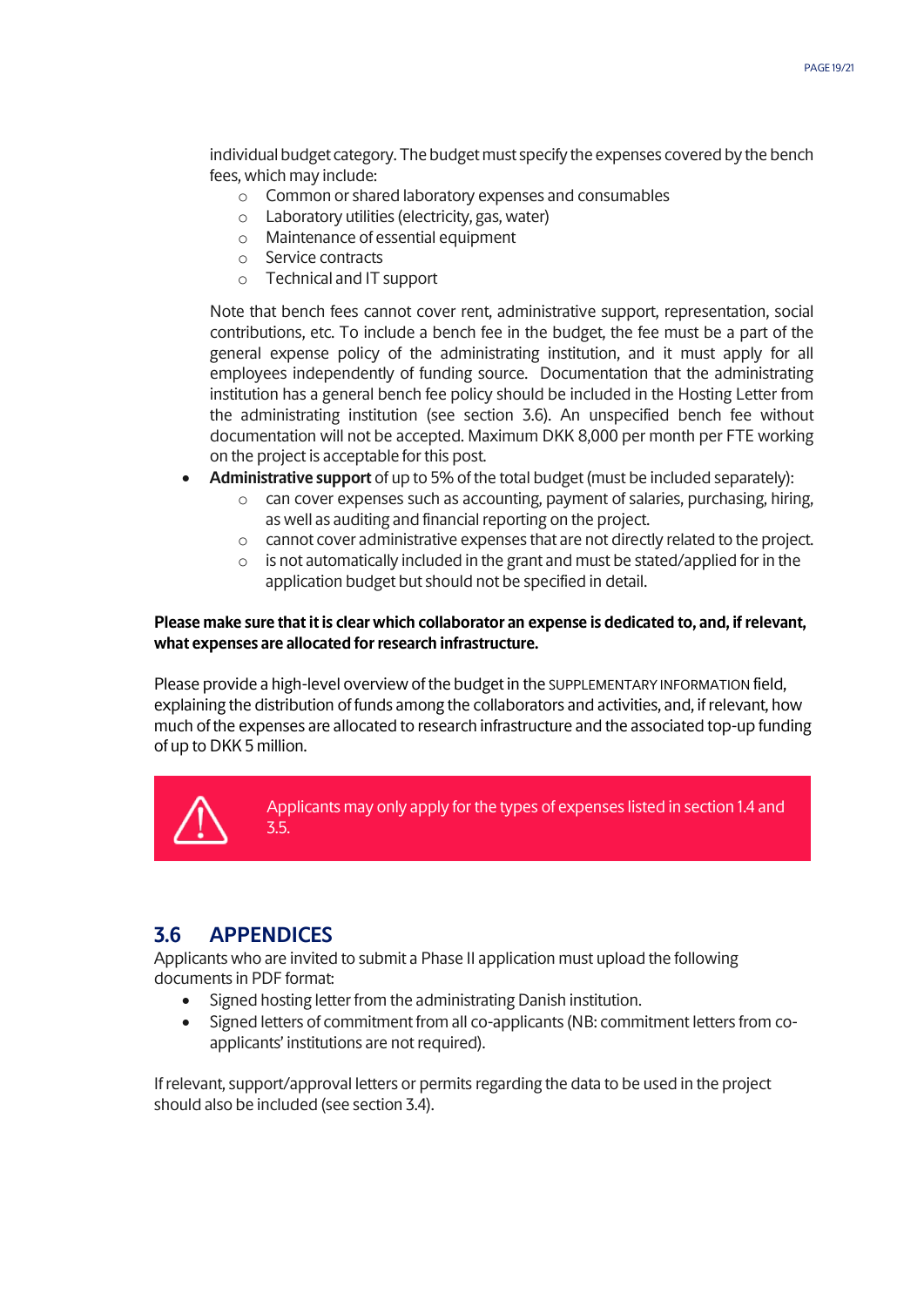individual budget category. The budget must specify the expenses covered by the bench fees, which may include:

  - Common or shared laboratory expenses and consumables
  - Laboratory utilities (electricity, gas, water)
  - Maintenance of essential equipment
  - Service contracts
  - Technical and IT support

  Note that bench fees cannot cover rent, administrative support, representation, social contributions, etc. To include a bench fee in the budget, the fee must be a part of the general expense policy of the administrating institution, and it must apply for all employees independently of funding source. Documentation that the administrating institution has a general bench fee policy should be included in the Hosting Letter from the administrating institution (see section 3.6). An unspecified bench fee without documentation will not be accepted. Maximum DKK 8,000 per month per FTE working on the project is acceptable for this post.

- **Administrative support** of up to 5% of the total budget (must be included separately):
  - can cover expenses such as accounting, payment of salaries, purchasing, hiring, as well as auditing and financial reporting on the project.
  - cannot cover administrative expenses that are not directly related to the project.
  - is not automatically included in the grant and must be stated/applied for in the application budget but should not be specified in detail.

**Please make sure that it is clear which collaborator an expense is dedicated to, and, if relevant, what expenses are allocated for research infrastructure.**

Please provide a high-level overview of the budget in the SUPPLEMENTARY INFORMATION field, explaining the distribution of funds among the collaborators and activities, and, if relevant, how much of the expenses are allocated to research infrastructure and the associated top-up funding of up to DKK 5 million.

> ⚠ Applicants may only apply for the types of expenses listed in section 1.4 and 3.5.

## 3.6 APPENDICES

Applicants who are invited to submit a Phase II application must upload the following documents in PDF format:

- Signed hosting letter from the administrating Danish institution.
- Signed letters of commitment from all co-applicants (NB: commitment letters from co-applicants' institutions are not required).

If relevant, support/approval letters or permits regarding the data to be used in the project should also be included (see section 3.4).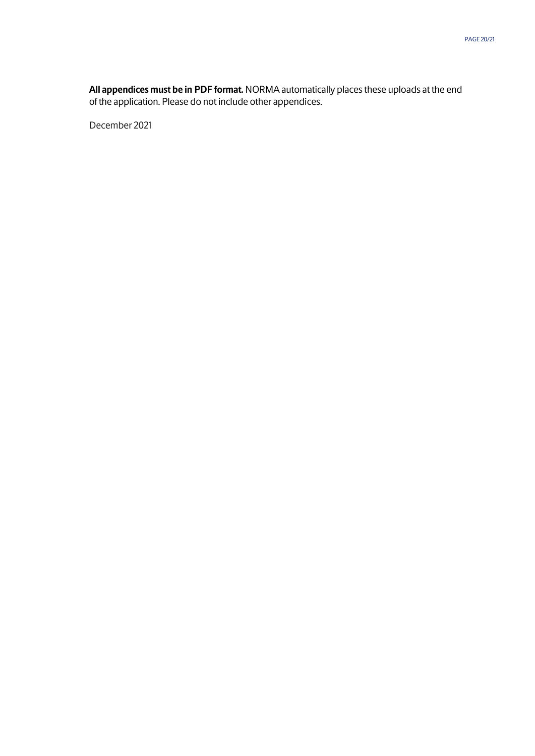**All appendices must be in PDF format.** NORMA automatically places these uploads at the end of the application. Please do not include other appendices.

December 2021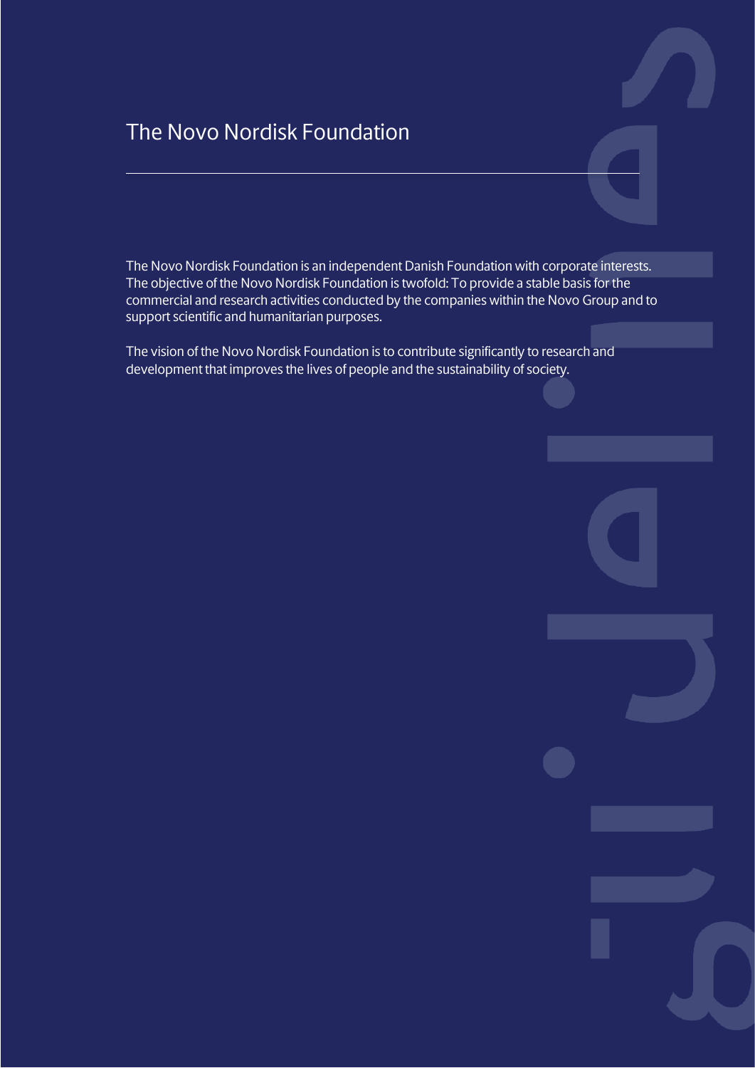# The Novo Nordisk Foundation

The Novo Nordisk Foundation is an independent Danish Foundation with corporate interests. The objective of the Novo Nordisk Foundation is twofold: To provide a stable basis for the commercial and research activities conducted by the companies within the Novo Group and to support scientific and humanitarian purposes.

The vision of the Novo Nordisk Foundation is to contribute significantly to research and development that improves the lives of people and the sustainability of society.